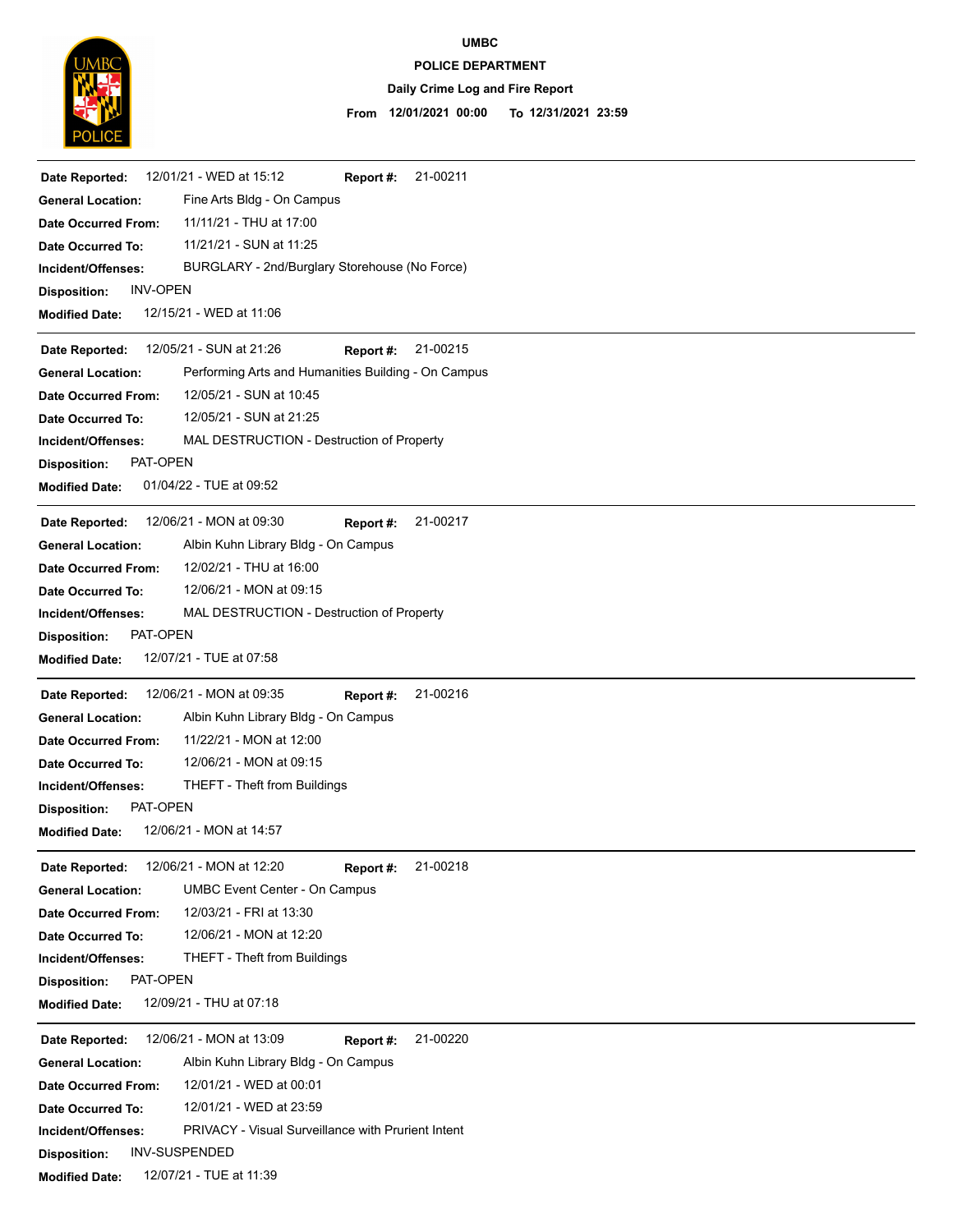# UMBC

## POLICE DEPARTMENT

### Daily Crime Log and Fire Report

**From 12/01/2021 00:00 To 12/31/2021 23:59**

---

**Date Reported:** 12/01/21 - WED at 15:12 **Report #:** 21-00211

**General Location:** Fine Arts Bldg - On Campus

**Date Occurred From:** 11/11/21 - THU at 17:00

**Date Occurred To:** 11/21/21 - SUN at 11:25

**Incident/Offenses:** BURGLARY - 2nd/Burglary Storehouse (No Force)

**Disposition:** INV-OPEN

**Modified Date:** 12/15/21 - WED at 11:06

---

**Date Reported:** 12/05/21 - SUN at 21:26 **Report #:** 21-00215

**General Location:** Performing Arts and Humanities Building - On Campus

**Date Occurred From:** 12/05/21 - SUN at 10:45

**Date Occurred To:** 12/05/21 - SUN at 21:25

**Incident/Offenses:** MAL DESTRUCTION - Destruction of Property

**Disposition:** PAT-OPEN

**Modified Date:** 01/04/22 - TUE at 09:52

---

**Date Reported:** 12/06/21 - MON at 09:30 **Report #:** 21-00217

**General Location:** Albin Kuhn Library Bldg - On Campus

**Date Occurred From:** 12/02/21 - THU at 16:00

**Date Occurred To:** 12/06/21 - MON at 09:15

**Incident/Offenses:** MAL DESTRUCTION - Destruction of Property

**Disposition:** PAT-OPEN

**Modified Date:** 12/07/21 - TUE at 07:58

---

**Date Reported:** 12/06/21 - MON at 09:35 **Report #:** 21-00216

**General Location:** Albin Kuhn Library Bldg - On Campus

**Date Occurred From:** 11/22/21 - MON at 12:00

**Date Occurred To:** 12/06/21 - MON at 09:15

**Incident/Offenses:** THEFT - Theft from Buildings

**Disposition:** PAT-OPEN

**Modified Date:** 12/06/21 - MON at 14:57

---

**Date Reported:** 12/06/21 - MON at 12:20 **Report #:** 21-00218

**General Location:** UMBC Event Center - On Campus

**Date Occurred From:** 12/03/21 - FRI at 13:30

**Date Occurred To:** 12/06/21 - MON at 12:20

**Incident/Offenses:** THEFT - Theft from Buildings

**Disposition:** PAT-OPEN

**Modified Date:** 12/09/21 - THU at 07:18

---

**Date Reported:** 12/06/21 - MON at 13:09 **Report #:** 21-00220

**General Location:** Albin Kuhn Library Bldg - On Campus

**Date Occurred From:** 12/01/21 - WED at 00:01

**Date Occurred To:** 12/01/21 - WED at 23:59

**Incident/Offenses:** PRIVACY - Visual Surveillance with Prurient Intent

**Disposition:** INV-SUSPENDED

**Modified Date:** 12/07/21 - TUE at 11:39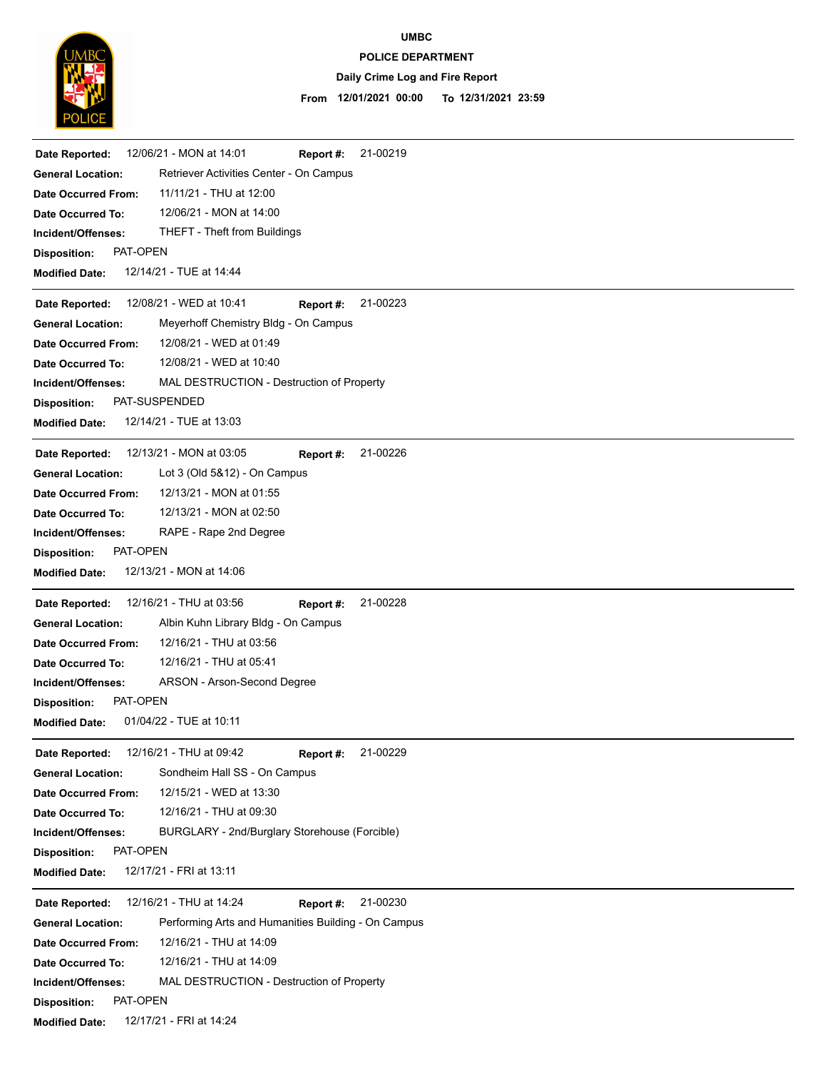**UMBC**

**POLICE DEPARTMENT**

**Daily Crime Log and Fire Report**

**From 12/01/2021 00:00 To 12/31/2021 23:59**

---

**Date Reported:** 12/06/21 - MON at 14:01 **Report #:** 21-00219
**General Location:** Retriever Activities Center - On Campus
**Date Occurred From:** 11/11/21 - THU at 12:00
**Date Occurred To:** 12/06/21 - MON at 14:00
**Incident/Offenses:** THEFT - Theft from Buildings
**Disposition:** PAT-OPEN
**Modified Date:** 12/14/21 - TUE at 14:44

---

**Date Reported:** 12/08/21 - WED at 10:41 **Report #:** 21-00223
**General Location:** Meyerhoff Chemistry Bldg - On Campus
**Date Occurred From:** 12/08/21 - WED at 01:49
**Date Occurred To:** 12/08/21 - WED at 10:40
**Incident/Offenses:** MAL DESTRUCTION - Destruction of Property
**Disposition:** PAT-SUSPENDED
**Modified Date:** 12/14/21 - TUE at 13:03

---

**Date Reported:** 12/13/21 - MON at 03:05 **Report #:** 21-00226
**General Location:** Lot 3 (Old 5&12) - On Campus
**Date Occurred From:** 12/13/21 - MON at 01:55
**Date Occurred To:** 12/13/21 - MON at 02:50
**Incident/Offenses:** RAPE - Rape 2nd Degree
**Disposition:** PAT-OPEN
**Modified Date:** 12/13/21 - MON at 14:06

---

**Date Reported:** 12/16/21 - THU at 03:56 **Report #:** 21-00228
**General Location:** Albin Kuhn Library Bldg - On Campus
**Date Occurred From:** 12/16/21 - THU at 03:56
**Date Occurred To:** 12/16/21 - THU at 05:41
**Incident/Offenses:** ARSON - Arson-Second Degree
**Disposition:** PAT-OPEN
**Modified Date:** 01/04/22 - TUE at 10:11

---

**Date Reported:** 12/16/21 - THU at 09:42 **Report #:** 21-00229
**General Location:** Sondheim Hall SS - On Campus
**Date Occurred From:** 12/15/21 - WED at 13:30
**Date Occurred To:** 12/16/21 - THU at 09:30
**Incident/Offenses:** BURGLARY - 2nd/Burglary Storehouse (Forcible)
**Disposition:** PAT-OPEN
**Modified Date:** 12/17/21 - FRI at 13:11

---

**Date Reported:** 12/16/21 - THU at 14:24 **Report #:** 21-00230
**General Location:** Performing Arts and Humanities Building - On Campus
**Date Occurred From:** 12/16/21 - THU at 14:09
**Date Occurred To:** 12/16/21 - THU at 14:09
**Incident/Offenses:** MAL DESTRUCTION - Destruction of Property
**Disposition:** PAT-OPEN
**Modified Date:** 12/17/21 - FRI at 14:24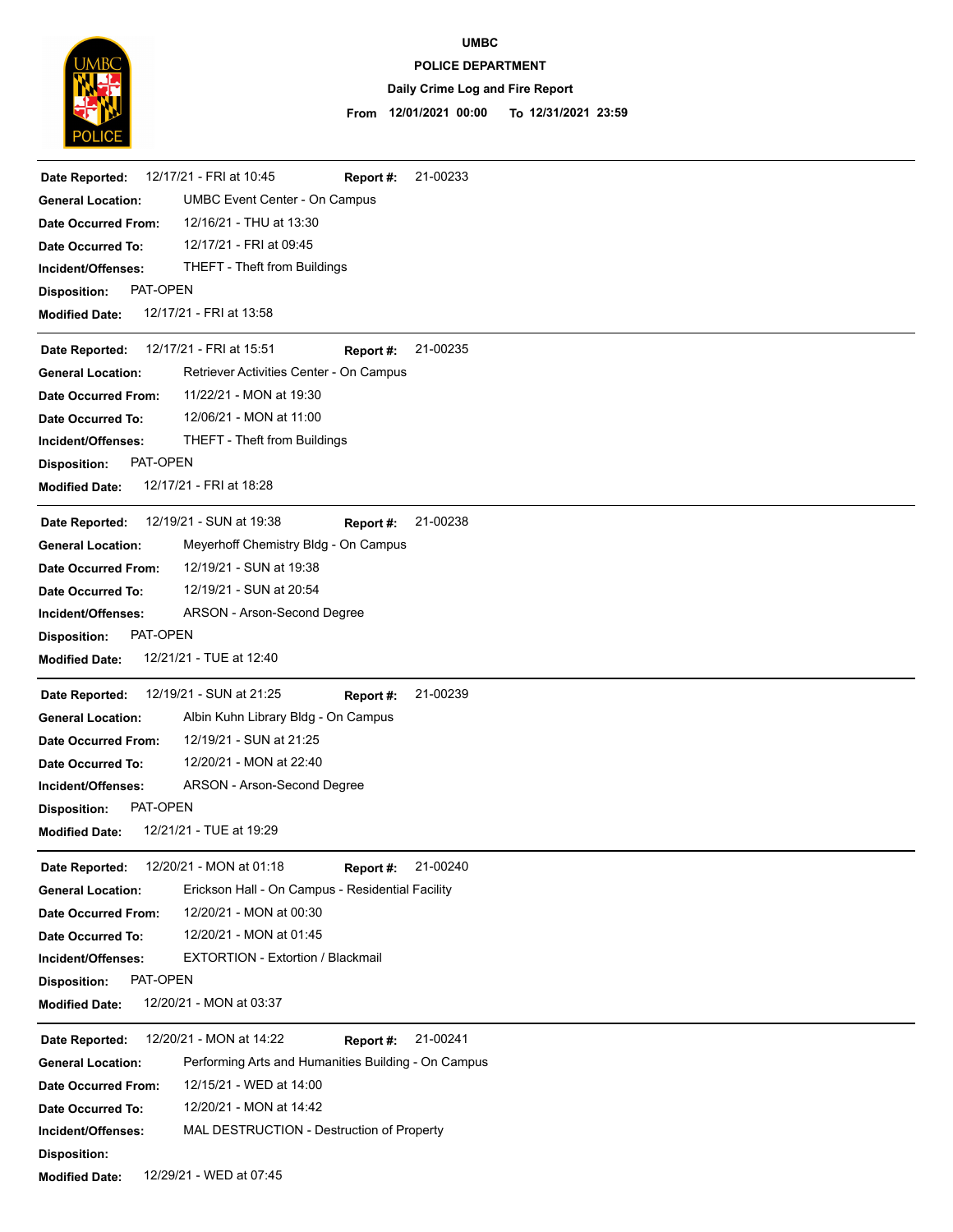# UMBC

## POLICE DEPARTMENT

### Daily Crime Log and Fire Report

**From 12/01/2021 00:00 To 12/31/2021 23:59**

---

**Date Reported:** 12/17/21 - FRI at 10:45 **Report #:** 21-00233
**General Location:** UMBC Event Center - On Campus
**Date Occurred From:** 12/16/21 - THU at 13:30
**Date Occurred To:** 12/17/21 - FRI at 09:45
**Incident/Offenses:** THEFT - Theft from Buildings
**Disposition:** PAT-OPEN
**Modified Date:** 12/17/21 - FRI at 13:58

---

**Date Reported:** 12/17/21 - FRI at 15:51 **Report #:** 21-00235
**General Location:** Retriever Activities Center - On Campus
**Date Occurred From:** 11/22/21 - MON at 19:30
**Date Occurred To:** 12/06/21 - MON at 11:00
**Incident/Offenses:** THEFT - Theft from Buildings
**Disposition:** PAT-OPEN
**Modified Date:** 12/17/21 - FRI at 18:28

---

**Date Reported:** 12/19/21 - SUN at 19:38 **Report #:** 21-00238
**General Location:** Meyerhoff Chemistry Bldg - On Campus
**Date Occurred From:** 12/19/21 - SUN at 19:38
**Date Occurred To:** 12/19/21 - SUN at 20:54
**Incident/Offenses:** ARSON - Arson-Second Degree
**Disposition:** PAT-OPEN
**Modified Date:** 12/21/21 - TUE at 12:40

---

**Date Reported:** 12/19/21 - SUN at 21:25 **Report #:** 21-00239
**General Location:** Albin Kuhn Library Bldg - On Campus
**Date Occurred From:** 12/19/21 - SUN at 21:25
**Date Occurred To:** 12/20/21 - MON at 22:40
**Incident/Offenses:** ARSON - Arson-Second Degree
**Disposition:** PAT-OPEN
**Modified Date:** 12/21/21 - TUE at 19:29

---

**Date Reported:** 12/20/21 - MON at 01:18 **Report #:** 21-00240
**General Location:** Erickson Hall - On Campus - Residential Facility
**Date Occurred From:** 12/20/21 - MON at 00:30
**Date Occurred To:** 12/20/21 - MON at 01:45
**Incident/Offenses:** EXTORTION - Extortion / Blackmail
**Disposition:** PAT-OPEN
**Modified Date:** 12/20/21 - MON at 03:37

---

**Date Reported:** 12/20/21 - MON at 14:22 **Report #:** 21-00241
**General Location:** Performing Arts and Humanities Building - On Campus
**Date Occurred From:** 12/15/21 - WED at 14:00
**Date Occurred To:** 12/20/21 - MON at 14:42
**Incident/Offenses:** MAL DESTRUCTION - Destruction of Property
**Disposition:**
**Modified Date:** 12/29/21 - WED at 07:45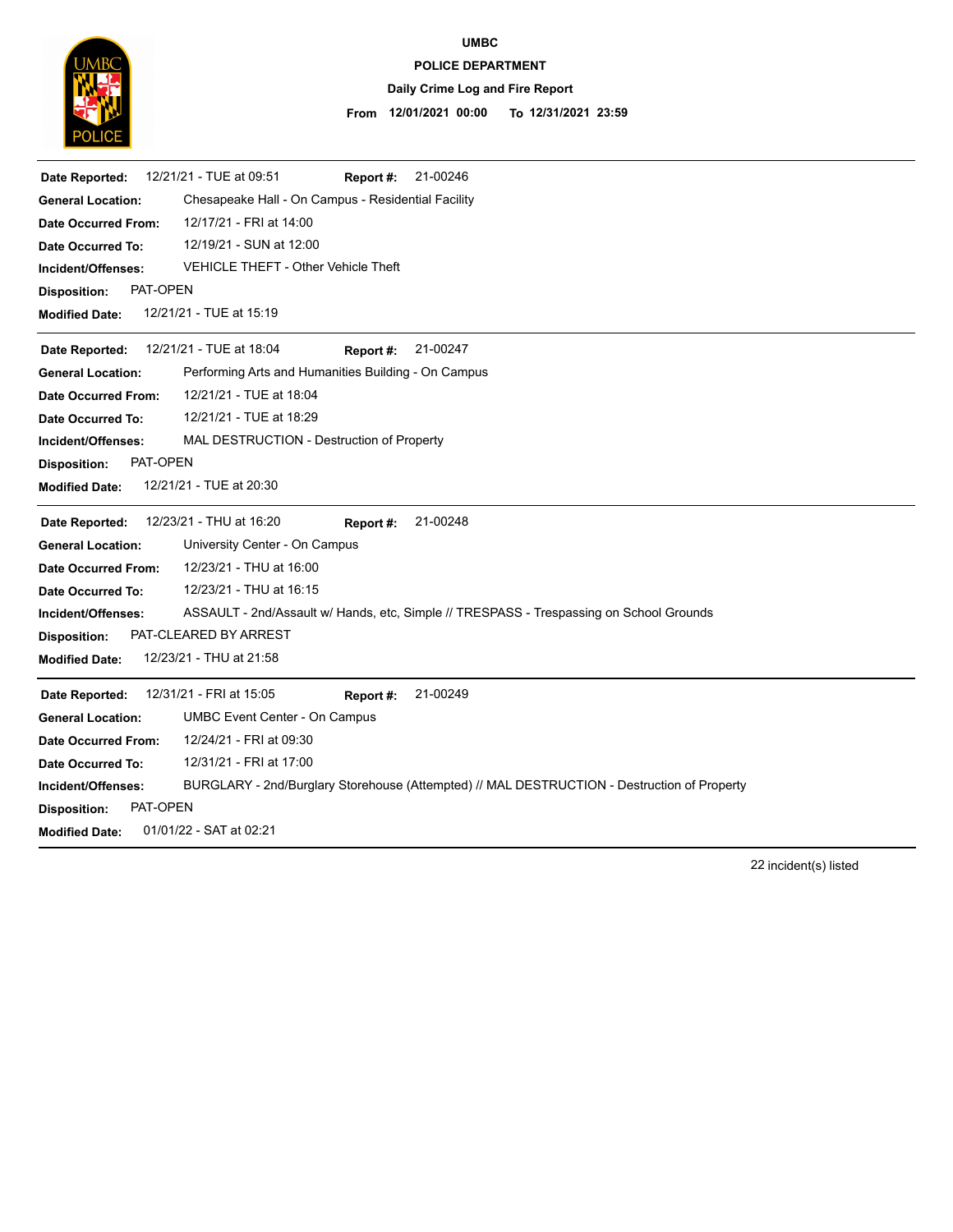**UMBC**

**POLICE DEPARTMENT**

**Daily Crime Log and Fire Report**

**From 12/01/2021 00:00 To 12/31/2021 23:59**

---

**Date Reported:** 12/21/21 - TUE at 09:51 **Report #:** 21-00246
**General Location:** Chesapeake Hall - On Campus - Residential Facility
**Date Occurred From:** 12/17/21 - FRI at 14:00
**Date Occurred To:** 12/19/21 - SUN at 12:00
**Incident/Offenses:** VEHICLE THEFT - Other Vehicle Theft
**Disposition:** PAT-OPEN
**Modified Date:** 12/21/21 - TUE at 15:19

---

**Date Reported:** 12/21/21 - TUE at 18:04 **Report #:** 21-00247
**General Location:** Performing Arts and Humanities Building - On Campus
**Date Occurred From:** 12/21/21 - TUE at 18:04
**Date Occurred To:** 12/21/21 - TUE at 18:29
**Incident/Offenses:** MAL DESTRUCTION - Destruction of Property
**Disposition:** PAT-OPEN
**Modified Date:** 12/21/21 - TUE at 20:30

---

**Date Reported:** 12/23/21 - THU at 16:20 **Report #:** 21-00248
**General Location:** University Center - On Campus
**Date Occurred From:** 12/23/21 - THU at 16:00
**Date Occurred To:** 12/23/21 - THU at 16:15
**Incident/Offenses:** ASSAULT - 2nd/Assault w/ Hands, etc, Simple // TRESPASS - Trespassing on School Grounds
**Disposition:** PAT-CLEARED BY ARREST
**Modified Date:** 12/23/21 - THU at 21:58

---

**Date Reported:** 12/31/21 - FRI at 15:05 **Report #:** 21-00249
**General Location:** UMBC Event Center - On Campus
**Date Occurred From:** 12/24/21 - FRI at 09:30
**Date Occurred To:** 12/31/21 - FRI at 17:00
**Incident/Offenses:** BURGLARY - 2nd/Burglary Storehouse (Attempted) // MAL DESTRUCTION - Destruction of Property
**Disposition:** PAT-OPEN
**Modified Date:** 01/01/22 - SAT at 02:21

---

22 incident(s) listed